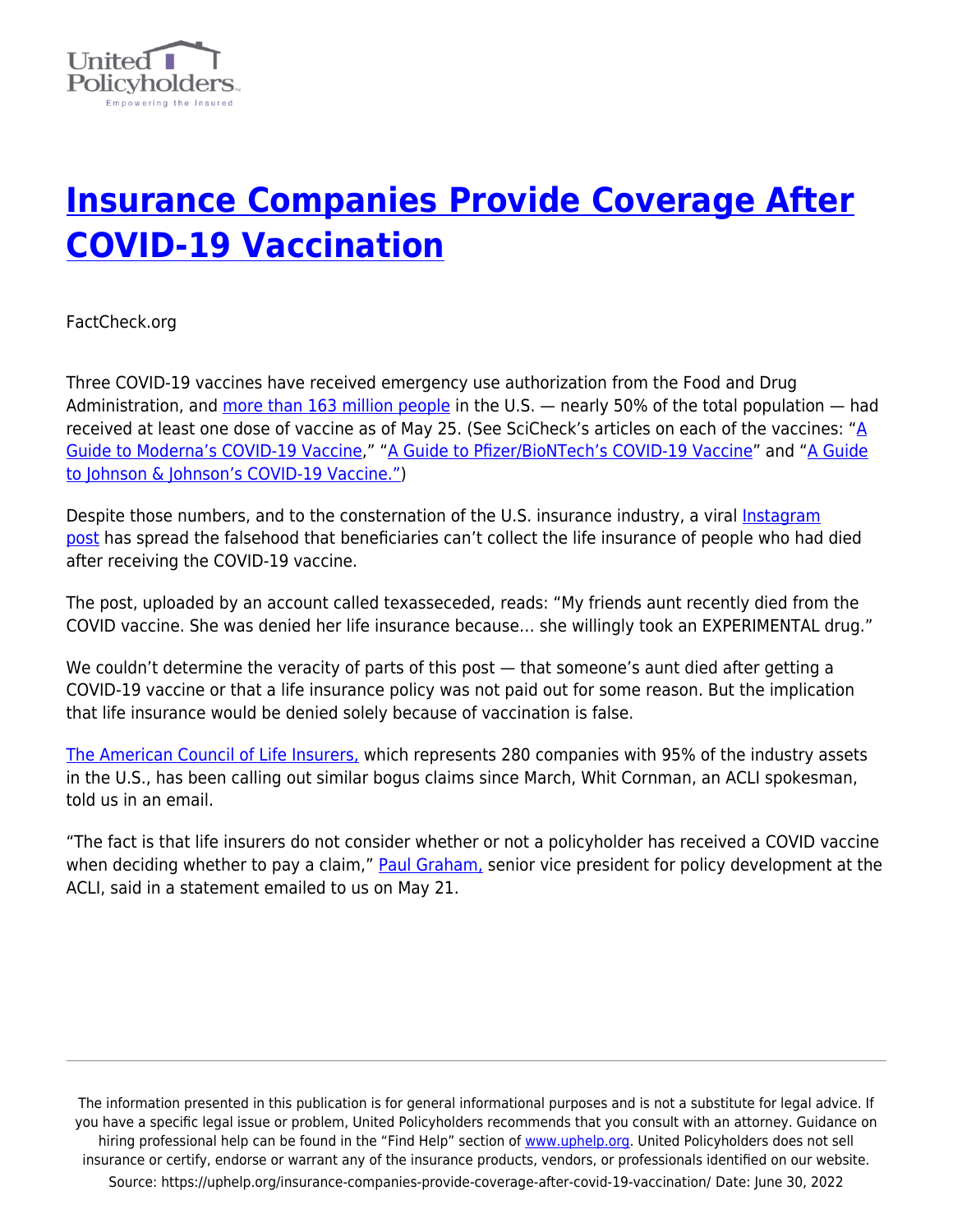# Insurance Companies Provide Coverage After COVID-19 Vaccination

FactCheck.org

Three COVID-19 vaccines have received emergency use authorization from the Food and Drug Administration, and more than 163 million people in the U.S. — nearly 50% of the total population — had received at least one dose of vaccine as of May 25. (See SciCheck's articles on each of the vaccines: "A Guide to Moderna's COVID-19 Vaccine," "A Guide to Pfizer/BioNTech's COVID-19 Vaccine" and "A Guide to Johnson & Johnson's COVID-19 Vaccine.")

Despite those numbers, and to the consternation of the U.S. insurance industry, a viral Instagram post has spread the falsehood that beneficiaries can't collect the life insurance of people who had died after receiving the COVID-19 vaccine.

The post, uploaded by an account called texasseceded, reads: "My friends aunt recently died from the COVID vaccine. She was denied her life insurance because… she willingly took an EXPERIMENTAL drug."

We couldn't determine the veracity of parts of this post — that someone's aunt died after getting a COVID-19 vaccine or that a life insurance policy was not paid out for some reason. But the implication that life insurance would be denied solely because of vaccination is false.

The American Council of Life Insurers, which represents 280 companies with 95% of the industry assets in the U.S., has been calling out similar bogus claims since March, Whit Cornman, an ACLI spokesman, told us in an email.

"The fact is that life insurers do not consider whether or not a policyholder has received a COVID vaccine when deciding whether to pay a claim," Paul Graham, senior vice president for policy development at the ACLI, said in a statement emailed to us on May 21.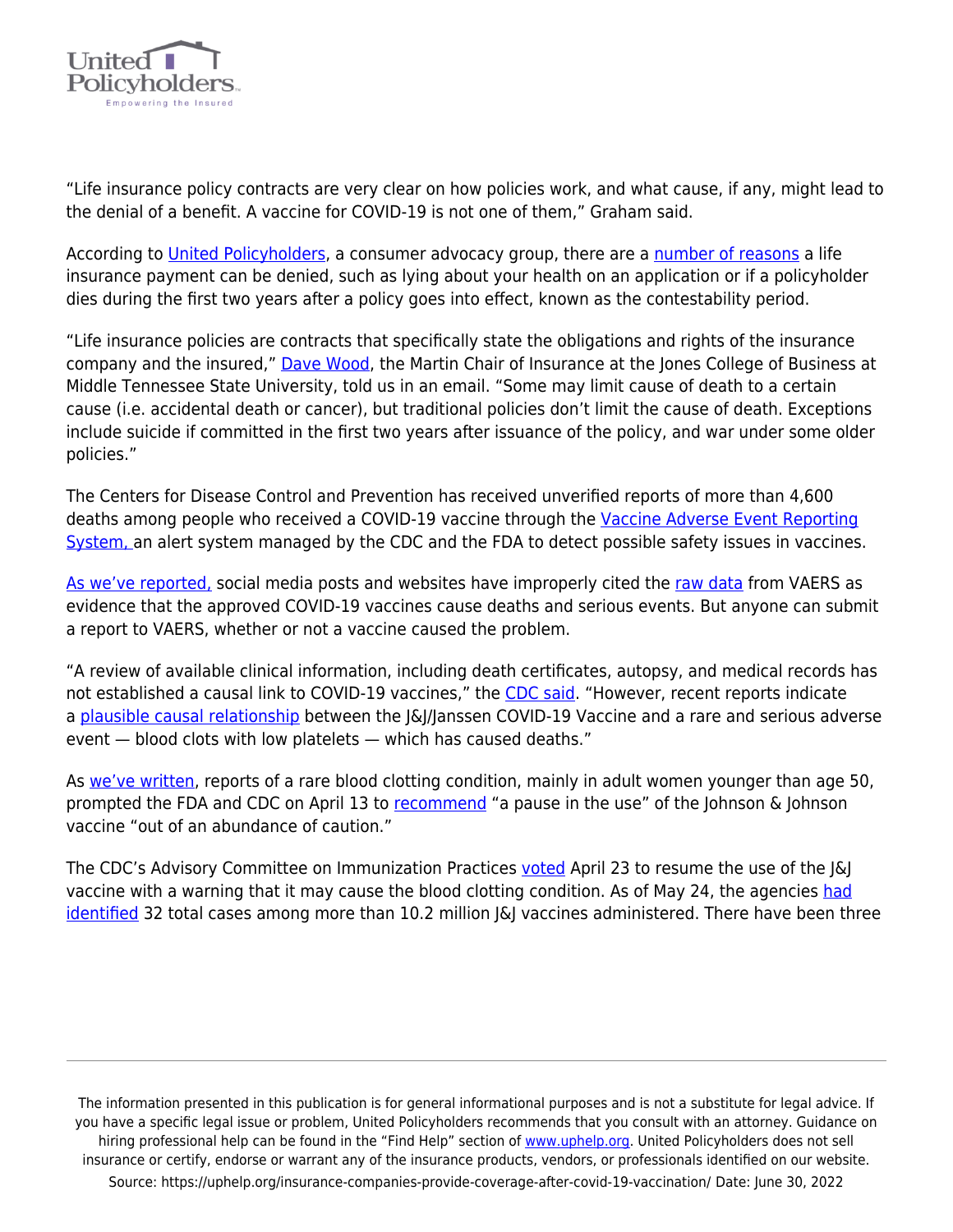"Life insurance policy contracts are very clear on how policies work, and what cause, if any, might lead to the denial of a benefit. A vaccine for COVID-19 is not one of them," Graham said.

According to United Policyholders, a consumer advocacy group, there are a number of reasons a life insurance payment can be denied, such as lying about your health on an application or if a policyholder dies during the first two years after a policy goes into effect, known as the contestability period.

"Life insurance policies are contracts that specifically state the obligations and rights of the insurance company and the insured," Dave Wood, the Martin Chair of Insurance at the Jones College of Business at Middle Tennessee State University, told us in an email. "Some may limit cause of death to a certain cause (i.e. accidental death or cancer), but traditional policies don't limit the cause of death. Exceptions include suicide if committed in the first two years after issuance of the policy, and war under some older policies."

The Centers for Disease Control and Prevention has received unverified reports of more than 4,600 deaths among people who received a COVID-19 vaccine through the Vaccine Adverse Event Reporting System, an alert system managed by the CDC and the FDA to detect possible safety issues in vaccines.

As we've reported, social media posts and websites have improperly cited the raw data from VAERS as evidence that the approved COVID-19 vaccines cause deaths and serious events. But anyone can submit a report to VAERS, whether or not a vaccine caused the problem.

"A review of available clinical information, including death certificates, autopsy, and medical records has not established a causal link to COVID-19 vaccines," the CDC said. "However, recent reports indicate a plausible causal relationship between the J&J/Janssen COVID-19 Vaccine and a rare and serious adverse event — blood clots with low platelets — which has caused deaths."

As we've written, reports of a rare blood clotting condition, mainly in adult women younger than age 50, prompted the FDA and CDC on April 13 to recommend "a pause in the use" of the Johnson & Johnson vaccine "out of an abundance of caution."

The CDC's Advisory Committee on Immunization Practices voted April 23 to resume the use of the J&J vaccine with a warning that it may cause the blood clotting condition. As of May 24, the agencies had identified 32 total cases among more than 10.2 million J&J vaccines administered. There have been three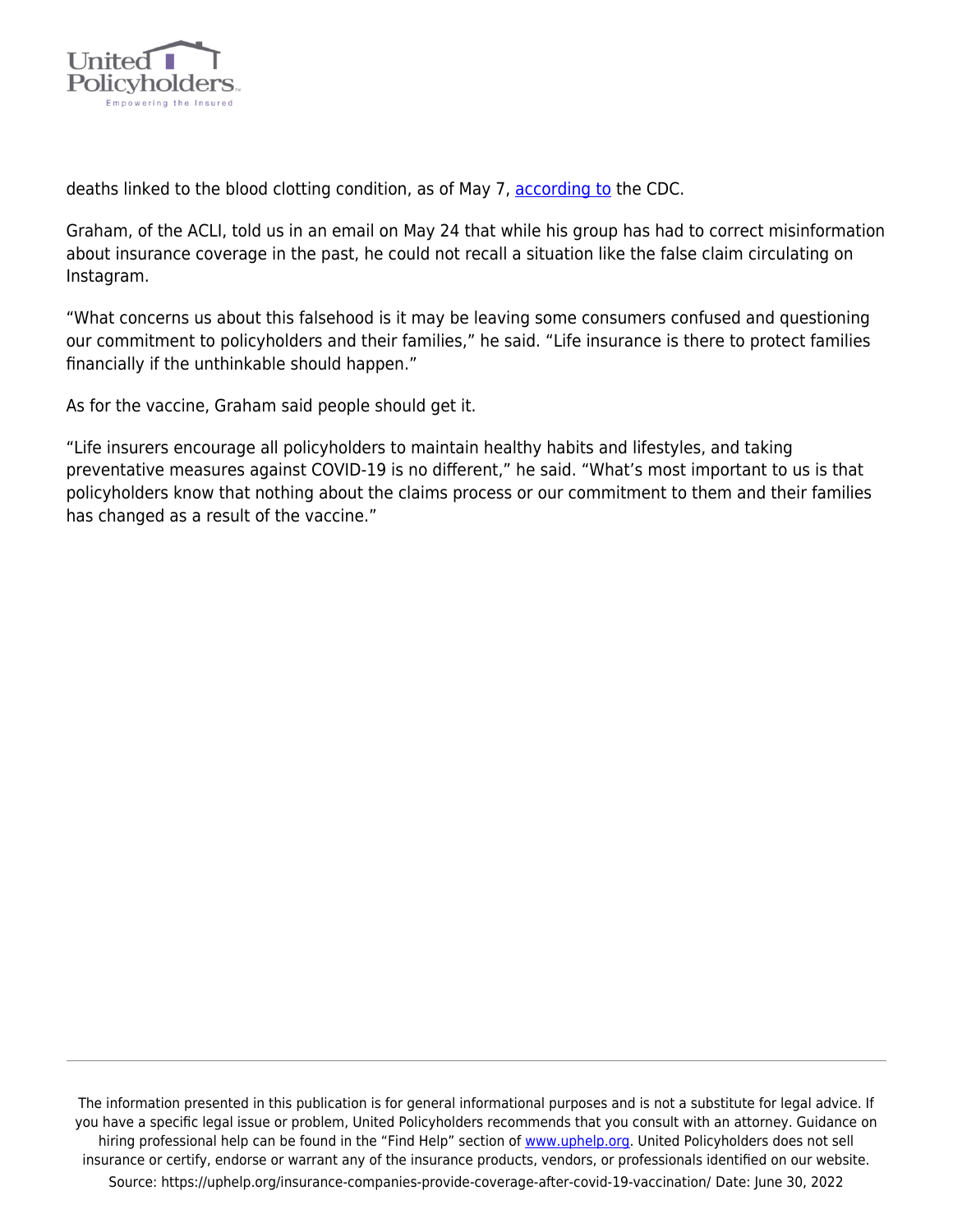deaths linked to the blood clotting condition, as of May 7, [according to](#) the CDC.

Graham, of the ACLI, told us in an email on May 24 that while his group has had to correct misinformation about insurance coverage in the past, he could not recall a situation like the false claim circulating on Instagram.

"What concerns us about this falsehood is it may be leaving some consumers confused and questioning our commitment to policyholders and their families," he said. "Life insurance is there to protect families financially if the unthinkable should happen."

As for the vaccine, Graham said people should get it.

"Life insurers encourage all policyholders to maintain healthy habits and lifestyles, and taking preventative measures against COVID-19 is no different," he said. "What's most important to us is that policyholders know that nothing about the claims process or our commitment to them and their families has changed as a result of the vaccine."

---

The information presented in this publication is for general informational purposes and is not a substitute for legal advice. If you have a specific legal issue or problem, United Policyholders recommends that you consult with an attorney. Guidance on hiring professional help can be found in the "Find Help" section of [www.uphelp.org](http://www.uphelp.org). United Policyholders does not sell insurance or certify, endorse or warrant any of the insurance products, vendors, or professionals identified on our website.

Source: https://uphelp.org/insurance-companies-provide-coverage-after-covid-19-vaccination/ Date: June 30, 2022